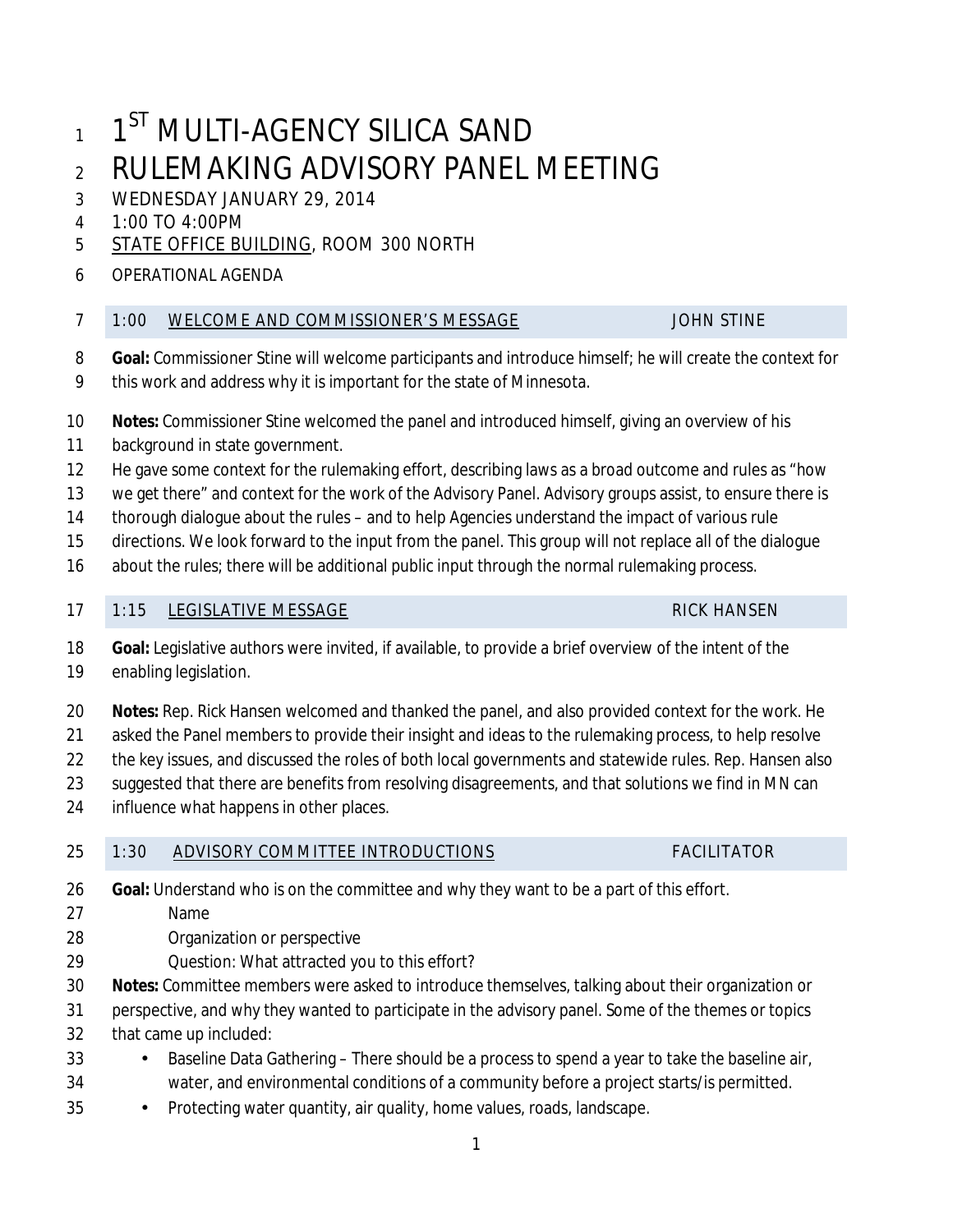# 1ST MULTI-AGENCY SILICA SAND RULEMAKING ADVISORY PANEL MEETING

WEDNESDAY JANUARY 29, 2014

1:00 TO 4:00PM

STATE OFFICE BUILDING, ROOM 300 NORTH

OPERATIONAL AGENDA

## 1:00 WELCOME AND COMMISSIONER'S MESSAGE — JOHN STINE

**Goal:** Commissioner Stine will welcome participants and introduce himself; he will create the context for this work and address why it is important for the state of Minnesota.

**Notes:** Commissioner Stine welcomed the panel and introduced himself, giving an overview of his background in state government.

He gave some context for the rulemaking effort, describing laws as a broad outcome and rules as "how we get there" and context for the work of the Advisory Panel. Advisory groups assist, to ensure there is thorough dialogue about the rules – and to help Agencies understand the impact of various rule directions. We look forward to the input from the panel. This group will not replace all of the dialogue about the rules; there will be additional public input through the normal rulemaking process.

## 1:15 LEGISLATIVE MESSAGE — RICK HANSEN

**Goal:** Legislative authors were invited, if available, to provide a brief overview of the intent of the enabling legislation.

**Notes:** Rep. Rick Hansen welcomed and thanked the panel, and also provided context for the work. He asked the Panel members to provide their insight and ideas to the rulemaking process, to help resolve the key issues, and discussed the roles of both local governments and statewide rules. Rep. Hansen also suggested that there are benefits from resolving disagreements, and that solutions we find in MN can influence what happens in other places.

## 1:30 ADVISORY COMMITTEE INTRODUCTIONS — FACILITATOR

**Goal:** Understand who is on the committee and why they want to be a part of this effort.

- Name
- Organization or perspective
- Question: What attracted you to this effort?

**Notes:** Committee members were asked to introduce themselves, talking about their organization or perspective, and why they wanted to participate in the advisory panel. Some of the themes or topics that came up included:

- Baseline Data Gathering – There should be a process to spend a year to take the baseline air, water, and environmental conditions of a community before a project starts/is permitted.
- Protecting water quantity, air quality, home values, roads, landscape.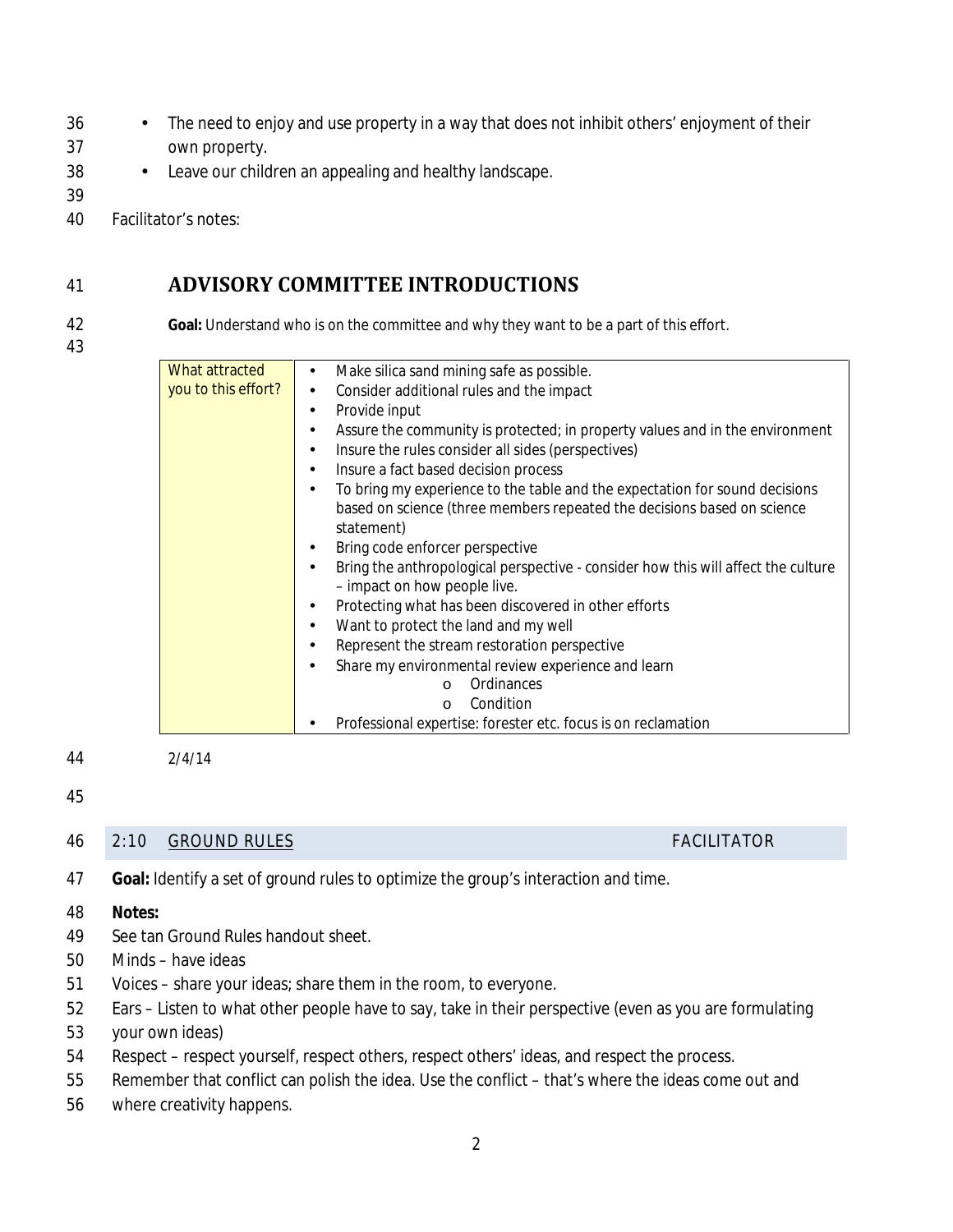- The need to enjoy and use property in a way that does not inhibit others' enjoyment of their own property.
- Leave our children an appealing and healthy landscape.

Facilitator's notes:

## ADVISORY COMMITTEE INTRODUCTIONS

**Goal:** Understand who is on the committee and why they want to be a part of this effort.

| What attracted you to this effort? | • Make silica sand mining safe as possible.<br>• Consider additional rules and the impact<br>• Provide input<br>• Assure the community is protected; in property values and in the environment<br>• Insure the rules consider all sides (perspectives)<br>• Insure a fact based decision process<br>• To bring my experience to the table and the expectation for sound decisions based on science (three members repeated the decisions based on science statement)<br>• Bring code enforcer perspective<br>• Bring the anthropological perspective - consider how this will affect the culture – impact on how people live.<br>• Protecting what has been discovered in other efforts<br>• Want to protect the land and my well<br>• Represent the stream restoration perspective<br>• Share my environmental review experience and learn<br>&nbsp;&nbsp;&nbsp;&nbsp;o Ordinances<br>&nbsp;&nbsp;&nbsp;&nbsp;o Condition<br>• Professional expertise: forester etc. focus is on reclamation |
|---|---|

2/4/14

| 2:10 | GROUND RULES | FACILITATOR |
|---|---|---|

**Goal:** Identify a set of ground rules to optimize the group's interaction and time.

**Notes:**

See tan Ground Rules handout sheet.

Minds – have ideas

Voices – share your ideas; share them in the room, to everyone.

Ears – Listen to what other people have to say, take in their perspective (even as you are formulating your own ideas)

Respect – respect yourself, respect others, respect others' ideas, and respect the process.

Remember that conflict can polish the idea. Use the conflict – that's where the ideas come out and where creativity happens.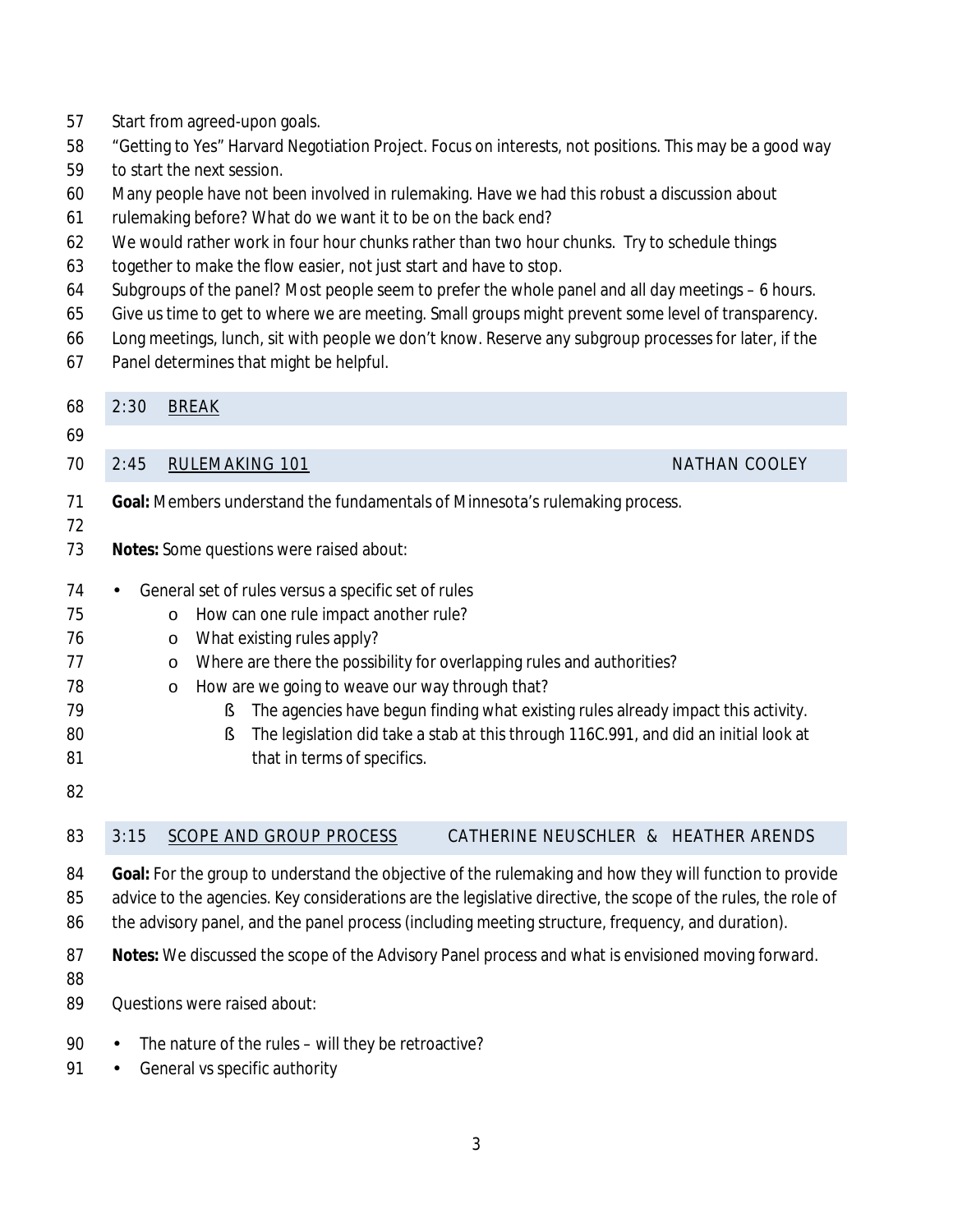Start from agreed-upon goals.

"Getting to Yes" Harvard Negotiation Project. Focus on interests, not positions. This may be a good way to start the next session.

Many people have not been involved in rulemaking. Have we had this robust a discussion about rulemaking before? What do we want it to be on the back end?

We would rather work in four hour chunks rather than two hour chunks. Try to schedule things together to make the flow easier, not just start and have to stop.

Subgroups of the panel? Most people seem to prefer the whole panel and all day meetings – 6 hours. Give us time to get to where we are meeting. Small groups might prevent some level of transparency. Long meetings, lunch, sit with people we don't know. Reserve any subgroup processes for later, if the Panel determines that might be helpful.

## 2:30 BREAK

## 2:45 RULEMAKING 101 — NATHAN COOLEY

**Goal:** Members understand the fundamentals of Minnesota's rulemaking process.

**Notes:** Some questions were raised about:

- General set of rules versus a specific set of rules
  - How can one rule impact another rule?
  - What existing rules apply?
  - Where are there the possibility for overlapping rules and authorities?
  - How are we going to weave our way through that?
    - The agencies have begun finding what existing rules already impact this activity.
    - The legislation did take a stab at this through 116C.991, and did an initial look at that in terms of specifics.

## 3:15 SCOPE AND GROUP PROCESS — CATHERINE NEUSCHLER & HEATHER ARENDS

**Goal:** For the group to understand the objective of the rulemaking and how they will function to provide advice to the agencies. Key considerations are the legislative directive, the scope of the rules, the role of the advisory panel, and the panel process (including meeting structure, frequency, and duration).

**Notes:** We discussed the scope of the Advisory Panel process and what is envisioned moving forward.

Questions were raised about:

- The nature of the rules – will they be retroactive?
- General vs specific authority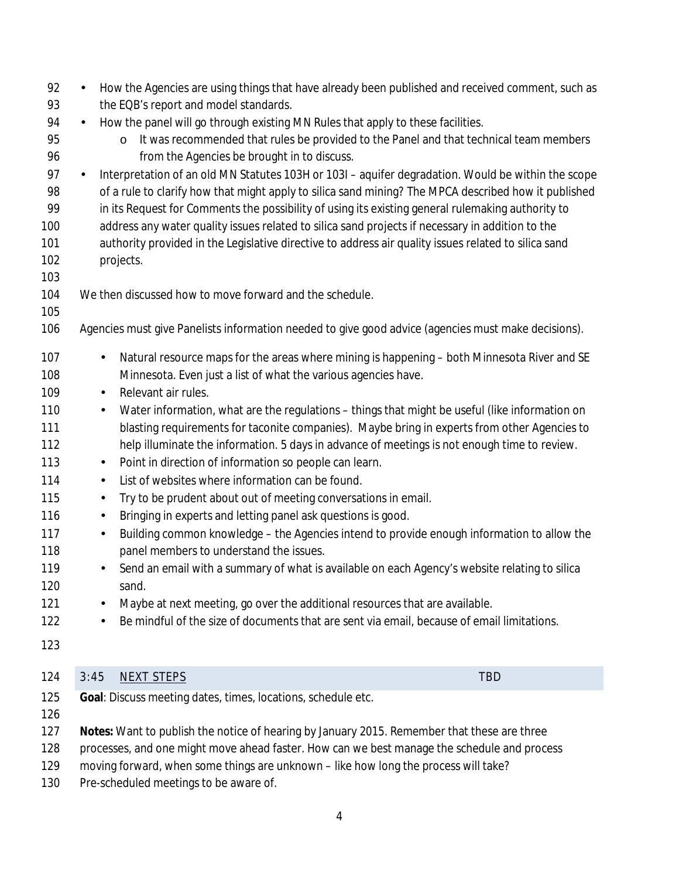- How the Agencies are using things that have already been published and received comment, such as the EQB's report and model standards.
- How the panel will go through existing MN Rules that apply to these facilities.
  - It was recommended that rules be provided to the Panel and that technical team members from the Agencies be brought in to discuss.
- Interpretation of an old MN Statutes 103H or 103I – aquifer degradation. Would be within the scope of a rule to clarify how that might apply to silica sand mining? The MPCA described how it published in its Request for Comments the possibility of using its existing general rulemaking authority to address any water quality issues related to silica sand projects if necessary in addition to the authority provided in the Legislative directive to address air quality issues related to silica sand projects.

We then discussed how to move forward and the schedule.

Agencies must give Panelists information needed to give good advice (agencies must make decisions).

- Natural resource maps for the areas where mining is happening – both Minnesota River and SE Minnesota. Even just a list of what the various agencies have.
- Relevant air rules.
- Water information, what are the regulations – things that might be useful (like information on blasting requirements for taconite companies). Maybe bring in experts from other Agencies to help illuminate the information. 5 days in advance of meetings is not enough time to review.
- Point in direction of information so people can learn.
- List of websites where information can be found.
- Try to be prudent about out of meeting conversations in email.
- Bringing in experts and letting panel ask questions is good.
- Building common knowledge – the Agencies intend to provide enough information to allow the panel members to understand the issues.
- Send an email with a summary of what is available on each Agency's website relating to silica sand.
- Maybe at next meeting, go over the additional resources that are available.
- Be mindful of the size of documents that are sent via email, because of email limitations.

| 3:45 | <u>NEXT STEPS</u> | TBD |
|---|---|---|

**Goal**: Discuss meeting dates, times, locations, schedule etc.

**Notes:** Want to publish the notice of hearing by January 2015. Remember that these are three processes, and one might move ahead faster. How can we best manage the schedule and process moving forward, when some things are unknown – like how long the process will take?
Pre-scheduled meetings to be aware of.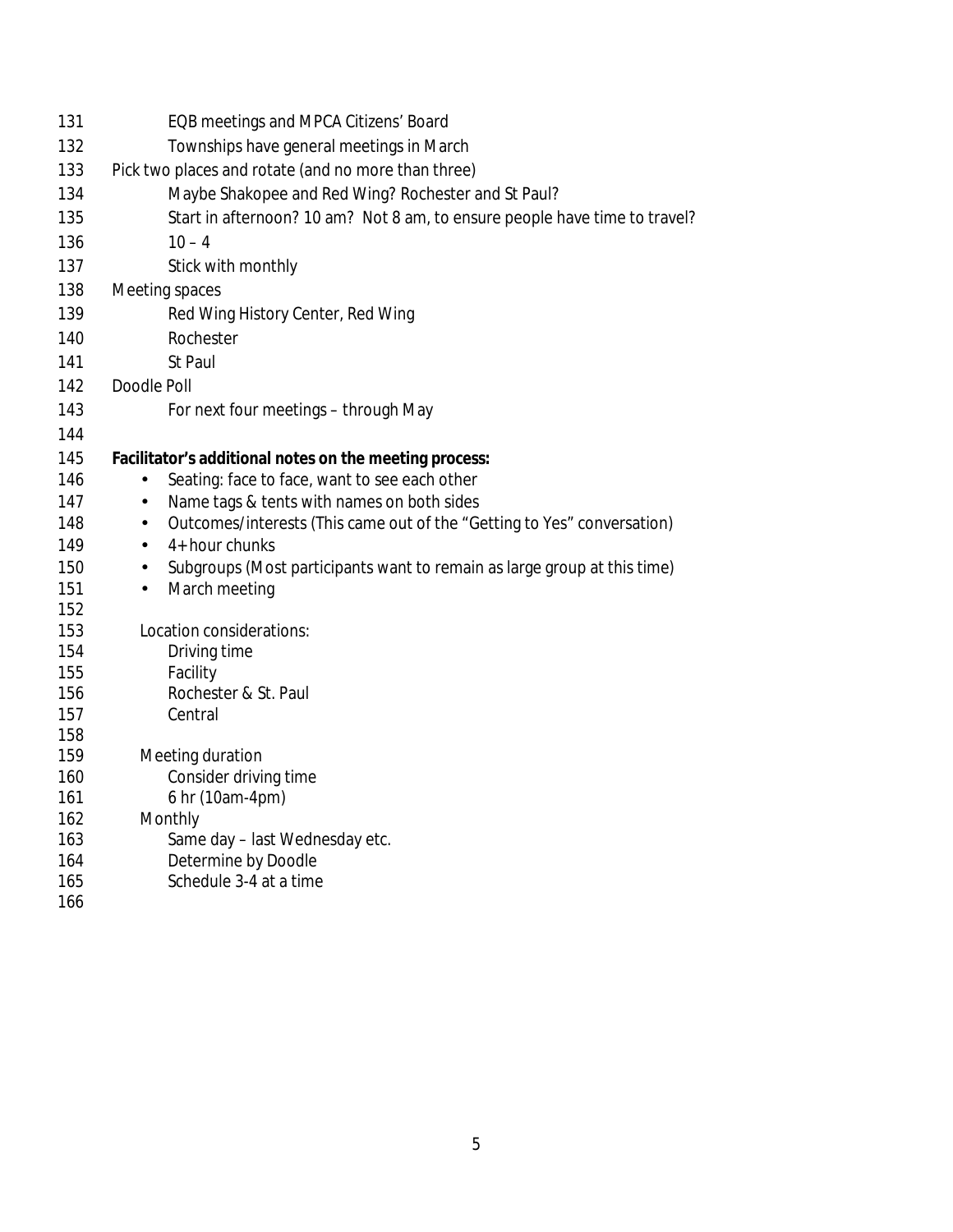EQB meetings and MPCA Citizens' Board

Townships have general meetings in March

Pick two places and rotate (and no more than three)

Maybe Shakopee and Red Wing? Rochester and St Paul?

Start in afternoon? 10 am? Not 8 am, to ensure people have time to travel?

10 – 4

Stick with monthly

Meeting spaces

Red Wing History Center, Red Wing

Rochester

St Paul

Doodle Poll

For next four meetings – through May

**Facilitator's additional notes on the meeting process:**

- Seating: face to face, want to see each other
- Name tags & tents with names on both sides
- Outcomes/interests (This came out of the "Getting to Yes" conversation)
- 4+ hour chunks
- Subgroups (Most participants want to remain as large group at this time)
- March meeting

Location considerations:

Driving time

Facility

Rochester & St. Paul

Central

Meeting duration

Consider driving time

6 hr (10am-4pm)

Monthly

Same day – last Wednesday etc.

Determine by Doodle

Schedule 3-4 at a time